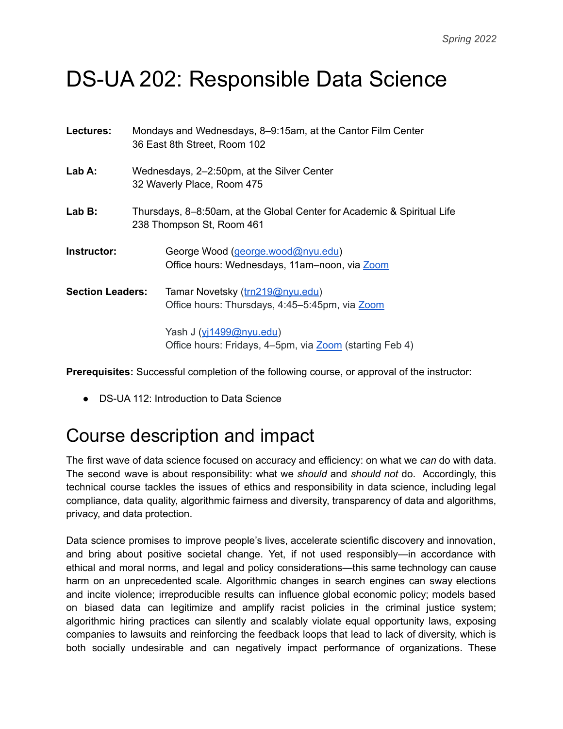*Spring 2022*

# DS-UA 202: Responsible Data Science

**Lectures:** Mondays and Wednesdays, 8–9:15am, at the Cantor Film Center
36 East 8th Street, Room 102

**Lab A:** Wednesdays, 2–2:50pm, at the Silver Center
32 Waverly Place, Room 475

**Lab B:** Thursdays, 8–8:50am, at the Global Center for Academic & Spiritual Life
238 Thompson St, Room 461

**Instructor:** George Wood (george.wood@nyu.edu)
Office hours: Wednesdays, 11am–noon, via Zoom

**Section Leaders:** Tamar Novetsky (trn219@nyu.edu)
Office hours: Thursdays, 4:45–5:45pm, via Zoom

Yash J (yj1499@nyu.edu)
Office hours: Fridays, 4–5pm, via Zoom (starting Feb 4)

**Prerequisites:** Successful completion of the following course, or approval of the instructor:

- DS-UA 112: Introduction to Data Science

# Course description and impact

The first wave of data science focused on accuracy and efficiency: on what we *can* do with data. The second wave is about responsibility: what we *should* and *should not* do. Accordingly, this technical course tackles the issues of ethics and responsibility in data science, including legal compliance, data quality, algorithmic fairness and diversity, transparency of data and algorithms, privacy, and data protection.

Data science promises to improve people's lives, accelerate scientific discovery and innovation, and bring about positive societal change. Yet, if not used responsibly—in accordance with ethical and moral norms, and legal and policy considerations—this same technology can cause harm on an unprecedented scale. Algorithmic changes in search engines can sway elections and incite violence; irreproducible results can influence global economic policy; models based on biased data can legitimize and amplify racist policies in the criminal justice system; algorithmic hiring practices can silently and scalably violate equal opportunity laws, exposing companies to lawsuits and reinforcing the feedback loops that lead to lack of diversity, which is both socially undesirable and can negatively impact performance of organizations. These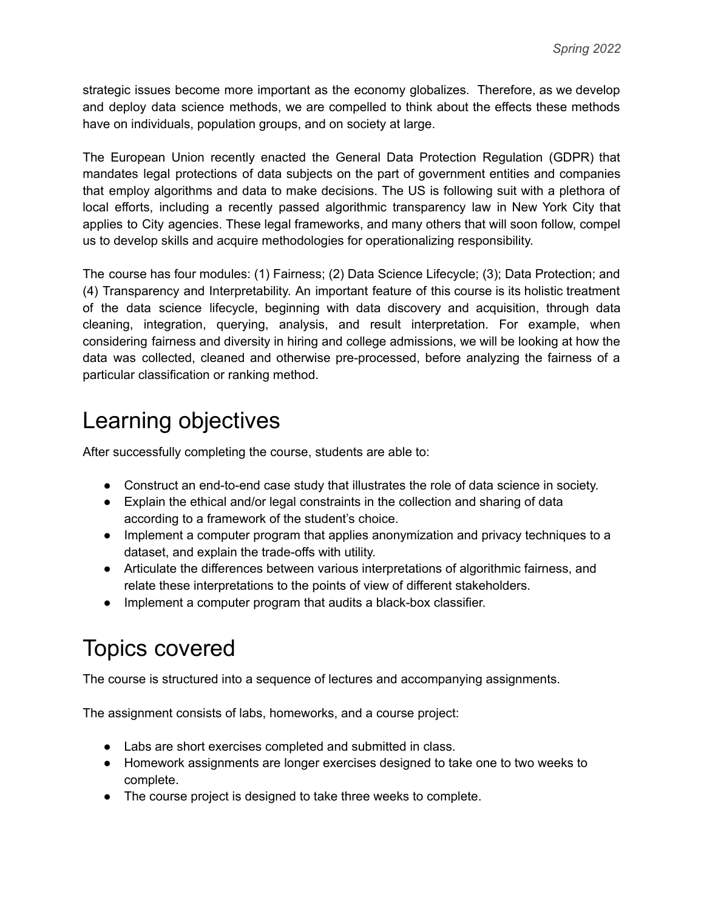strategic issues become more important as the economy globalizes. Therefore, as we develop and deploy data science methods, we are compelled to think about the effects these methods have on individuals, population groups, and on society at large.

The European Union recently enacted the General Data Protection Regulation (GDPR) that mandates legal protections of data subjects on the part of government entities and companies that employ algorithms and data to make decisions. The US is following suit with a plethora of local efforts, including a recently passed algorithmic transparency law in New York City that applies to City agencies. These legal frameworks, and many others that will soon follow, compel us to develop skills and acquire methodologies for operationalizing responsibility.

The course has four modules: (1) Fairness; (2) Data Science Lifecycle; (3); Data Protection; and (4) Transparency and Interpretability. An important feature of this course is its holistic treatment of the data science lifecycle, beginning with data discovery and acquisition, through data cleaning, integration, querying, analysis, and result interpretation. For example, when considering fairness and diversity in hiring and college admissions, we will be looking at how the data was collected, cleaned and otherwise pre-processed, before analyzing the fairness of a particular classification or ranking method.

# Learning objectives

After successfully completing the course, students are able to:

- Construct an end-to-end case study that illustrates the role of data science in society.
- Explain the ethical and/or legal constraints in the collection and sharing of data according to a framework of the student's choice.
- Implement a computer program that applies anonymization and privacy techniques to a dataset, and explain the trade-offs with utility.
- Articulate the differences between various interpretations of algorithmic fairness, and relate these interpretations to the points of view of different stakeholders.
- Implement a computer program that audits a black-box classifier.

# Topics covered

The course is structured into a sequence of lectures and accompanying assignments.

The assignment consists of labs, homeworks, and a course project:

- Labs are short exercises completed and submitted in class.
- Homework assignments are longer exercises designed to take one to two weeks to complete.
- The course project is designed to take three weeks to complete.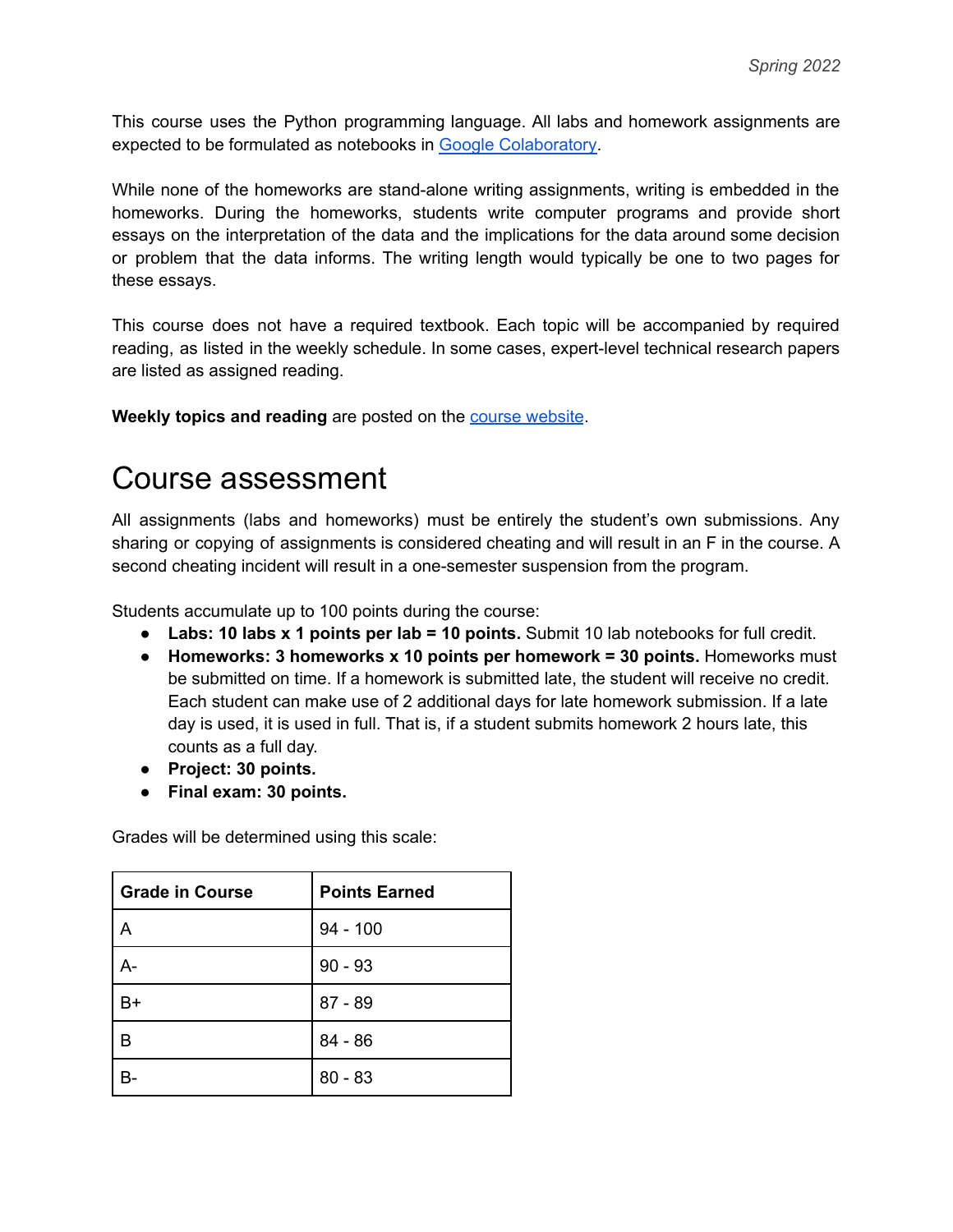This course uses the Python programming language. All labs and homework assignments are expected to be formulated as notebooks in [Google Colaboratory](https://colab.research.google.com).

While none of the homeworks are stand-alone writing assignments, writing is embedded in the homeworks. During the homeworks, students write computer programs and provide short essays on the interpretation of the data and the implications for the data around some decision or problem that the data informs. The writing length would typically be one to two pages for these essays.

This course does not have a required textbook. Each topic will be accompanied by required reading, as listed in the weekly schedule. In some cases, expert-level technical research papers are listed as assigned reading.

**Weekly topics and reading** are posted on the course website.

# Course assessment

All assignments (labs and homeworks) must be entirely the student's own submissions. Any sharing or copying of assignments is considered cheating and will result in an F in the course. A second cheating incident will result in a one-semester suspension from the program.

Students accumulate up to 100 points during the course:

- **Labs: 10 labs x 1 points per lab = 10 points.** Submit 10 lab notebooks for full credit.
- **Homeworks: 3 homeworks x 10 points per homework = 30 points.** Homeworks must be submitted on time. If a homework is submitted late, the student will receive no credit. Each student can make use of 2 additional days for late homework submission. If a late day is used, it is used in full. That is, if a student submits homework 2 hours late, this counts as a full day.
- **Project: 30 points.**
- **Final exam: 30 points.**

Grades will be determined using this scale:

| Grade in Course | Points Earned |
|---|---|
| A | 94 - 100 |
| A- | 90 - 93 |
| B+ | 87 - 89 |
| B | 84 - 86 |
| B- | 80 - 83 |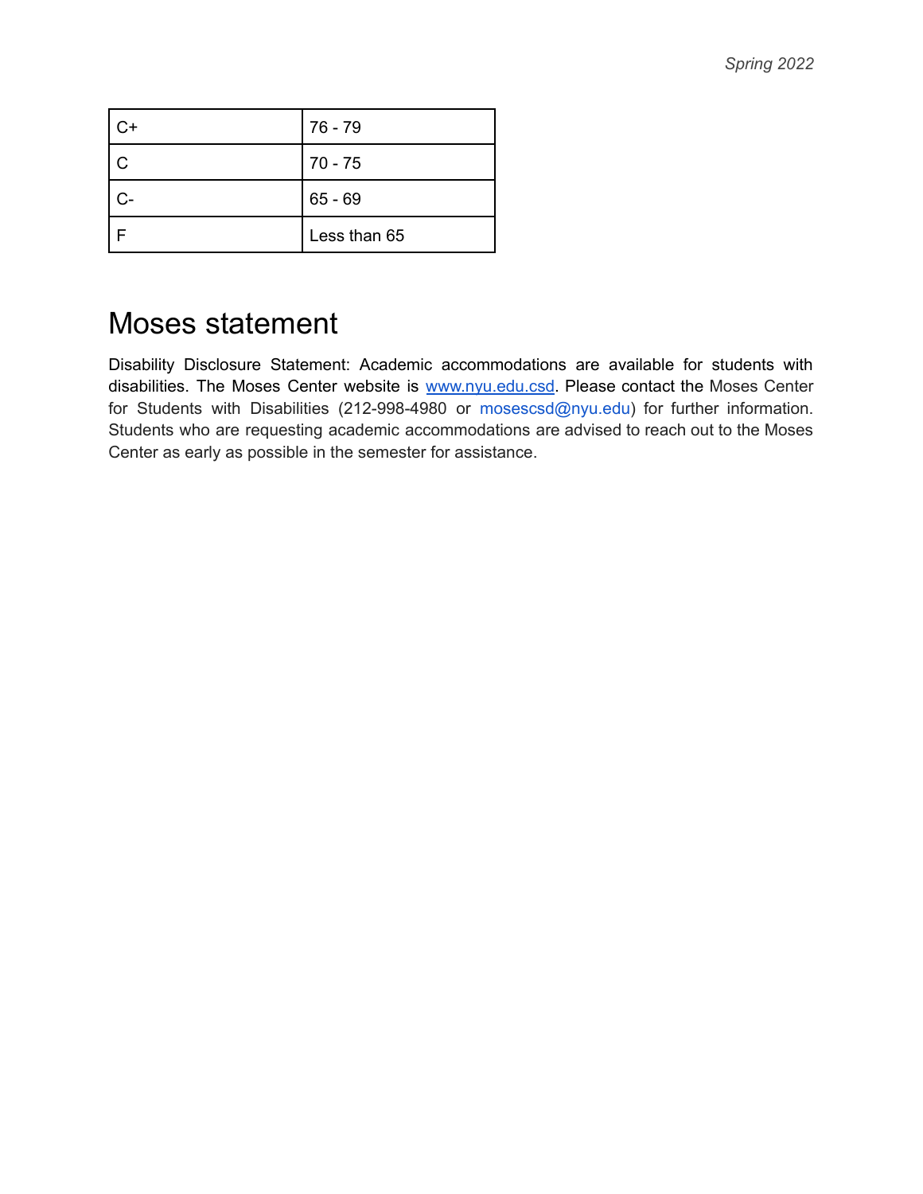| | |
|---|---|
| C+ | 76 - 79 |
| C | 70 - 75 |
| C- | 65 - 69 |
| F | Less than 65 |

# Moses statement

Disability Disclosure Statement: Academic accommodations are available for students with disabilities. The Moses Center website is [www.nyu.edu.csd](www.nyu.edu.csd). Please contact the Moses Center for Students with Disabilities (212-998-4980 or mosescsd@nyu.edu) for further information. Students who are requesting academic accommodations are advised to reach out to the Moses Center as early as possible in the semester for assistance.